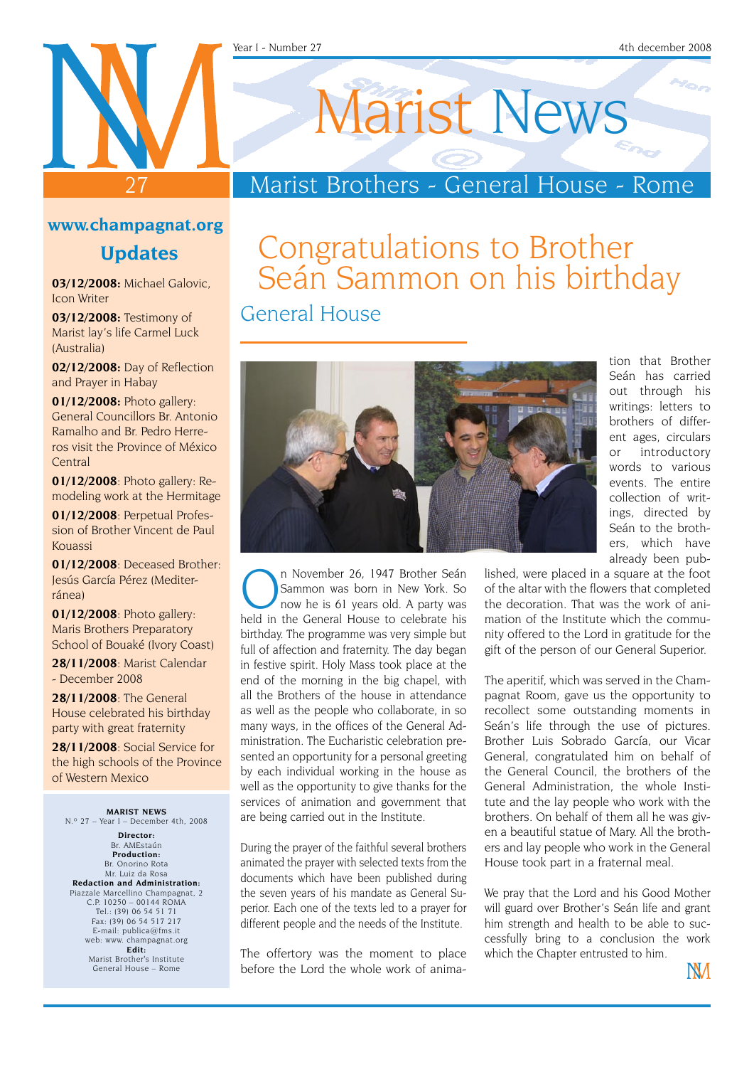Year I - Number 27 — 4th december 2008

# Marist News

Marist Brothers - General House - Rome

27

**www.champagnat.org**

## Updates

**03/12/2008:** Michael Galovic, Icon Writer

**03/12/2008:** Testimony of Marist lay's life Carmel Luck (Australia)

**02/12/2008:** Day of Reflection and Prayer in Habay

**01/12/2008:** Photo gallery: General Councillors Br. Antonio Ramalho and Br. Pedro Herreros visit the Province of México Central

**01/12/2008**: Photo gallery: Remodeling work at the Hermitage

**01/12/2008**: Perpetual Profession of Brother Vincent de Paul Kouassi

**01/12/2008**: Deceased Brother: Jesús García Pérez (Mediterránea)

**01/12/2008**: Photo gallery: Maris Brothers Preparatory School of Bouaké (Ivory Coast)

**28/11/2008**: Marist Calendar - December 2008

**28/11/2008**: The General House celebrated his birthday party with great fraternity

**28/11/2008**: Social Service for the high schools of the Province of Western Mexico

**MARIST NEWS**
N.º 27 – Year I – December 4th, 2008

**Director:**
Br. AMEstaún
**Production:**
Br. Onorino Rota
Mr. Luiz da Rosa
**Redaction and Administration:**
Piazzale Marcellino Champagnat, 2
C.P. 10250 – 00144 ROMA
Tel.: (39) 06 54 51 71
Fax: (39) 06 54 517 217
E-mail: publica@fms.it
web: www. champagnat.org
**Edit:**
Marist Brother's Institute
General House – Rome

# Congratulations to Brother Seán Sammon on his birthday

## General House

On November 26, 1947 Brother Seán Sammon was born in New York. So now he is 61 years old. A party was held in the General House to celebrate his birthday. The programme was very simple but full of affection and fraternity. The day began in festive spirit. Holy Mass took place at the end of the morning in the big chapel, with all the Brothers of the house in attendance as well as the people who collaborate, in so many ways, in the offices of the General Administration. The Eucharistic celebration presented an opportunity for a personal greeting by each individual working in the house as well as the opportunity to give thanks for the services of animation and government that are being carried out in the Institute.

During the prayer of the faithful several brothers animated the prayer with selected texts from the documents which have been published during the seven years of his mandate as General Superior. Each one of the texts led to a prayer for different people and the needs of the Institute.

The offertory was the moment to place before the Lord the whole work of animation that Brother Seán has carried out through his writings: letters to brothers of different ages, circulars or introductory words to various events. The entire collection of writings, directed by Seán to the brothers, which have already been published, were placed in a square at the foot of the altar with the flowers that completed the decoration. That was the work of animation of the Institute which the community offered to the Lord in gratitude for the gift of the person of our General Superior.

The aperitif, which was served in the Champagnat Room, gave us the opportunity to recollect some outstanding moments in Seán's life through the use of pictures. Brother Luis Sobrado García, our Vicar General, congratulated him on behalf of the General Council, the brothers of the General Administration, the whole Institute and the lay people who work with the brothers. On behalf of them all he was given a beautiful statue of Mary. All the brothers and lay people who work in the General House took part in a fraternal meal.

We pray that the Lord and his Good Mother will guard over Brother's Seán life and grant him strength and health to be able to successfully bring to a conclusion the work which the Chapter entrusted to him.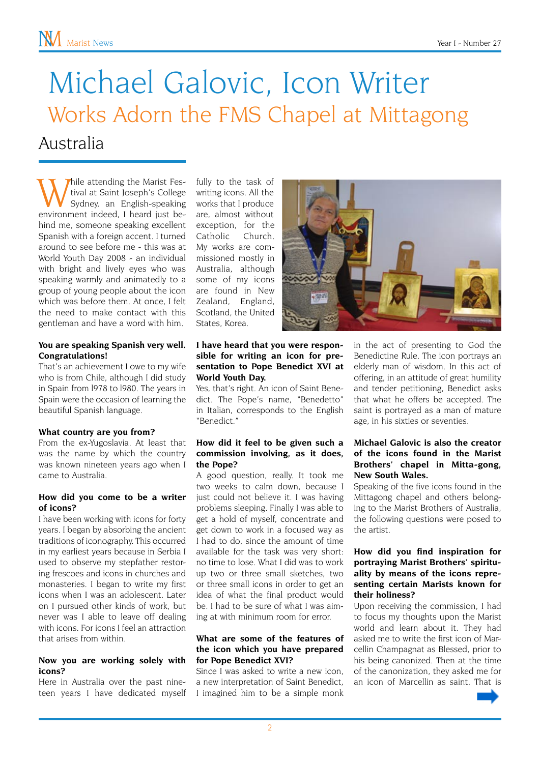# Michael Galovic, Icon Writer

## Works Adorn the FMS Chapel at Mittagong

### Australia

While attending the Marist Festival at Saint Joseph's College Sydney, an English-speaking environment indeed, I heard just behind me, someone speaking excellent Spanish with a foreign accent. I turned around to see before me - this was at World Youth Day 2008 - an individual with bright and lively eyes who was speaking warmly and animatedly to a group of young people about the icon which was before them. At once, I felt the need to make contact with this gentleman and have a word with him.

**You are speaking Spanish very well. Congratulations!**

That's an achievement I owe to my wife who is from Chile, although I did study in Spain from 1978 to 1980. The years in Spain were the occasion of learning the beautiful Spanish language.

**What country are you from?**

From the ex-Yugoslavia. At least that was the name by which the country was known nineteen years ago when I came to Australia.

**How did you come to be a writer of icons?**

I have been working with icons for forty years. I began by absorbing the ancient traditions of iconography. This occurred in my earliest years because in Serbia I used to observe my stepfather restoring frescoes and icons in churches and monasteries. I began to write my first icons when I was an adolescent. Later on I pursued other kinds of work, but never was I able to leave off dealing with icons. For icons I feel an attraction that arises from within.

**Now you are working solely with icons?**

Here in Australia over the past nineteen years I have dedicated myself fully to the task of writing icons. All the works that I produce are, almost without exception, for the Catholic Church. My works are commissioned mostly in Australia, although some of my icons are found in New Zealand, England, Scotland, the United States, Korea.

**I have heard that you were responsible for writing an icon for presentation to Pope Benedict XVI at World Youth Day.**

Yes, that's right. An icon of Saint Benedict. The Pope's name, "Benedetto" in Italian, corresponds to the English "Benedict."

**How did it feel to be given such a commission involving, as it does, the Pope?**

A good question, really. It took me two weeks to calm down, because I just could not believe it. I was having problems sleeping. Finally I was able to get a hold of myself, concentrate and get down to work in a focused way as I had to do, since the amount of time available for the task was very short: no time to lose. What I did was to work up two or three small sketches, two or three small icons in order to get an idea of what the final product would be. I had to be sure of what I was aiming at with minimum room for error.

**What are some of the features of the icon which you have prepared for Pope Benedict XVI?**

Since I was asked to write a new icon, a new interpretation of Saint Benedict, I imagined him to be a simple monk in the act of presenting to God the Benedictine Rule. The icon portrays an elderly man of wisdom. In this act of offering, in an attitude of great humility and tender petitioning, Benedict asks that what he offers be accepted. The saint is portrayed as a man of mature age, in his sixties or seventies.

**Michael Galovic is also the creator of the icons found in the Marist Brothers' chapel in Mitta-gong, New South Wales.**

Speaking of the five icons found in the Mittagong chapel and others belonging to the Marist Brothers of Australia, the following questions were posed to the artist.

**How did you find inspiration for portraying Marist Brothers' spirituality by means of the icons representing certain Marists known for their holiness?**

Upon receiving the commission, I had to focus my thoughts upon the Marist world and learn about it. They had asked me to write the first icon of Marcellin Champagnat as Blessed, prior to his being canonized. Then at the time of the canonization, they asked me for an icon of Marcellin as saint. That is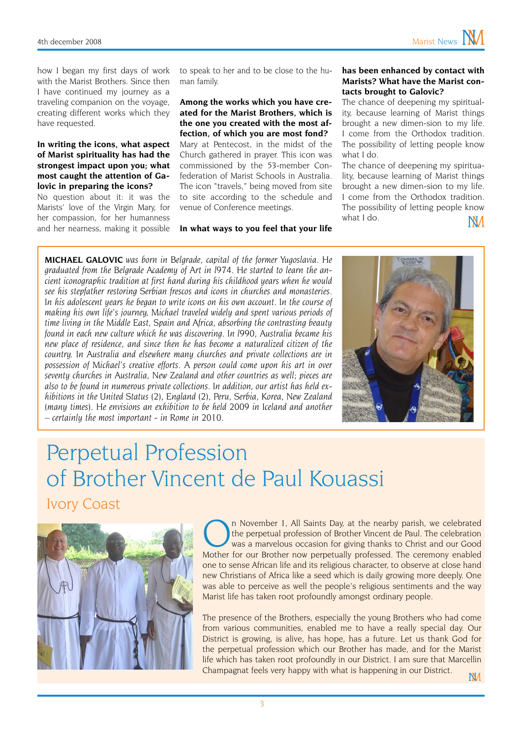how I began my first days of work with the Marist Brothers. Since then I have continued my journey as a traveling companion on the voyage, creating different works which they have requested.

**In writing the icons, what aspect of Marist spirituality has had the strongest impact upon you; what most caught the attention of Galovic in preparing the icons?**

No question about it: it was the Marists' love of the Virgin Mary, for her compassion, for her humanness and her nearness, making it possible to speak to her and to be close to the human family.

**Among the works which you have created for the Marist Brothers, which is the one you created with the most affection, of which you are most fond?**

Mary at Pentecost, in the midst of the Church gathered in prayer. This icon was commissioned by the 53-member Confederation of Marist Schools in Australia. The icon "travels," being moved from site to site according to the schedule and venue of Conference meetings.

**In what ways to you feel that your life has been enhanced by contact with Marists? What have the Marist contacts brought to Galovic?**

The chance of deepening my spirituality, because learning of Marist things brought a new dimen-sion to my life. I come from the Orthodox tradition. The possibility of letting people know what I do.

The chance of deepening my spirituality, because learning of Marist things brought a new dimen-sion to my life. I come from the Orthodox tradition. The possibility of letting people know what I do.

**MICHAEL GALOVIC** *was born in Belgrade, capital of the former Yugoslavia. He graduated from the Belgrade Academy of Art in 1974. He started to learn the ancient iconographic tradition at first hand during his childhood years when he would see his stepfather restoring Serbian frescos and icons in churches and monasteries. In his adolescent years he began to write icons on his own account. In the course of making his own life's journey, Michael traveled widely and spent various periods of time living in the Middle East, Spain and Africa, absorbing the contrasting beauty found in each new culture which he was discovering. In 1990, Australia became his new place of residence, and since then he has become a naturalized citizen of the country. In Australia and elsewhere many churches and private collections are in possession of Michael's creative efforts. A person could come upon his art in over seventy churches in Australia, New Zealand and other countries as well; pieces are also to be found in numerous private collections. In addition, our artist has held exhibitions in the United Status (2), England (2), Peru, Serbia, Korea, New Zealand (many times). He envisions an exhibition to be held 2009 in Iceland and another – certainly the most important - in Rome in 2010.*

# Perpetual Profession of Brother Vincent de Paul Kouassi

## Ivory Coast

On November 1, All Saints Day, at the nearby parish, we celebrated the perpetual profession of Brother Vincent de Paul. The celebration was a marvelous occasion for giving thanks to Christ and our Good Mother for our Brother now perpetually professed. The ceremony enabled one to sense African life and its religious character, to observe at close hand new Christians of Africa like a seed which is daily growing more deeply. One was able to perceive as well the people's religious sentiments and the way Marist life has taken root profoundly amongst ordinary people.

The presence of the Brothers, especially the young Brothers who had come from various communities, enabled me to have a really special day. Our District is growing, is alive, has hope, has a future. Let us thank God for the perpetual profession which our Brother has made, and for the Marist life which has taken root profoundly in our District. I am sure that Marcellin Champagnat feels very happy with what is happening in our District.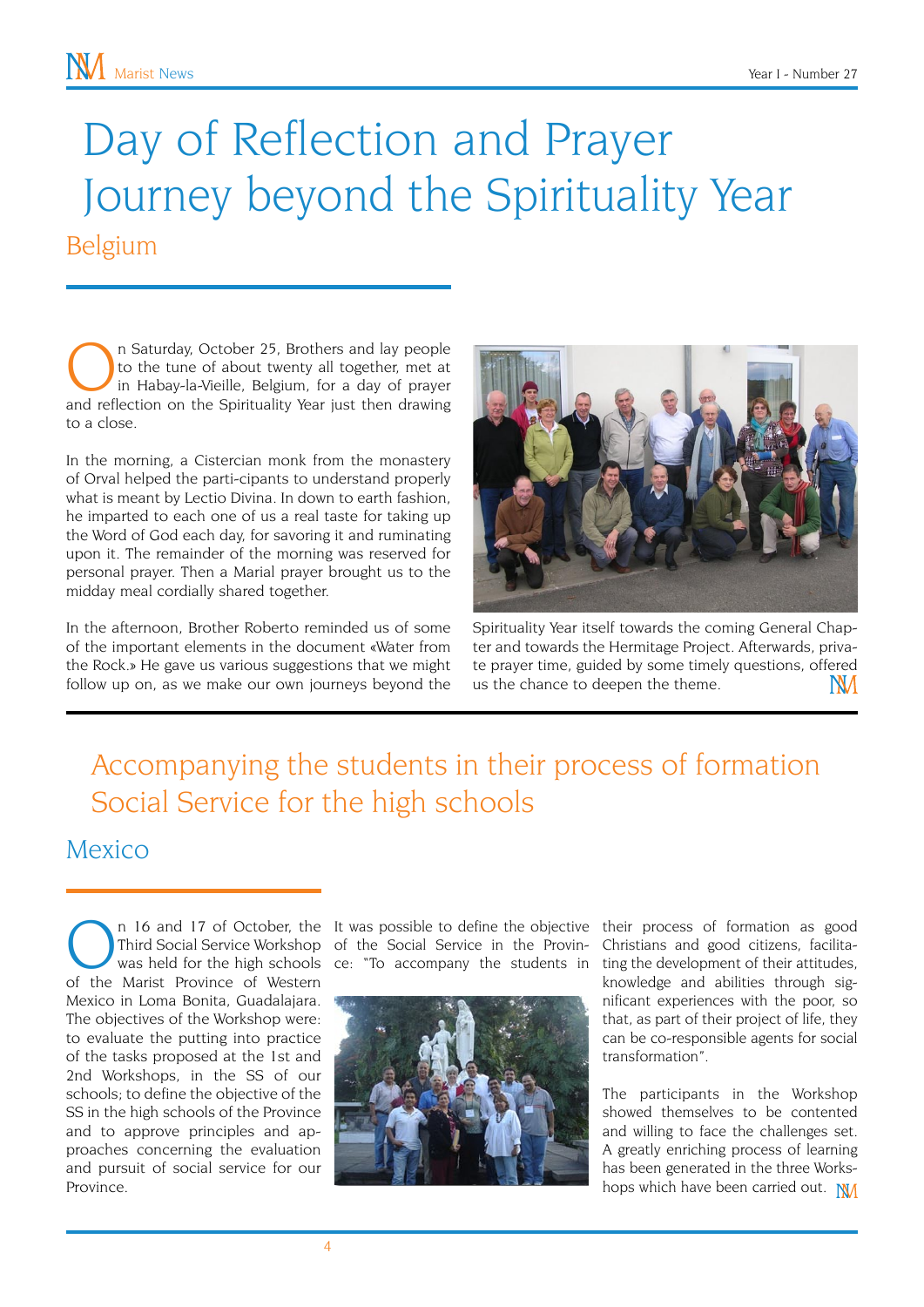# Day of Reflection and Prayer Journey beyond the Spirituality Year

## Belgium

On Saturday, October 25, Brothers and lay people to the tune of about twenty all together, met at in Habay-la-Vieille, Belgium, for a day of prayer and reflection on the Spirituality Year just then drawing to a close.

In the morning, a Cistercian monk from the monastery of Orval helped the parti-cipants to understand properly what is meant by Lectio Divina. In down to earth fashion, he imparted to each one of us a real taste for taking up the Word of God each day, for savoring it and ruminating upon it. The remainder of the morning was reserved for personal prayer. Then a Marial prayer brought us to the midday meal cordially shared together.

In the afternoon, Brother Roberto reminded us of some of the important elements in the document «Water from the Rock.» He gave us various suggestions that we might follow up on, as we make our own journeys beyond the Spirituality Year itself towards the coming General Chapter and towards the Hermitage Project. Afterwards, private prayer time, guided by some timely questions, offered us the chance to deepen the theme.

# Accompanying the students in their process of formation Social Service for the high schools

## Mexico

On 16 and 17 of October, the Third Social Service Workshop was held for the high schools of the Marist Province of Western Mexico in Loma Bonita, Guadalajara. The objectives of the Workshop were: to evaluate the putting into practice of the tasks proposed at the 1st and 2nd Workshops, in the SS of our schools; to define the objective of the SS in the high schools of the Province and to approve principles and approaches concerning the evaluation and pursuit of social service for our Province.

It was possible to define the objective of the Social Service in the Province: "To accompany the students in their process of formation as good Christians and good citizens, facilitating the development of their attitudes, knowledge and abilities through significant experiences with the poor, so that, as part of their project of life, they can be co-responsible agents for social transformation".

The participants in the Workshop showed themselves to be contented and willing to face the challenges set. A greatly enriching process of learning has been generated in the three Workshops which have been carried out.